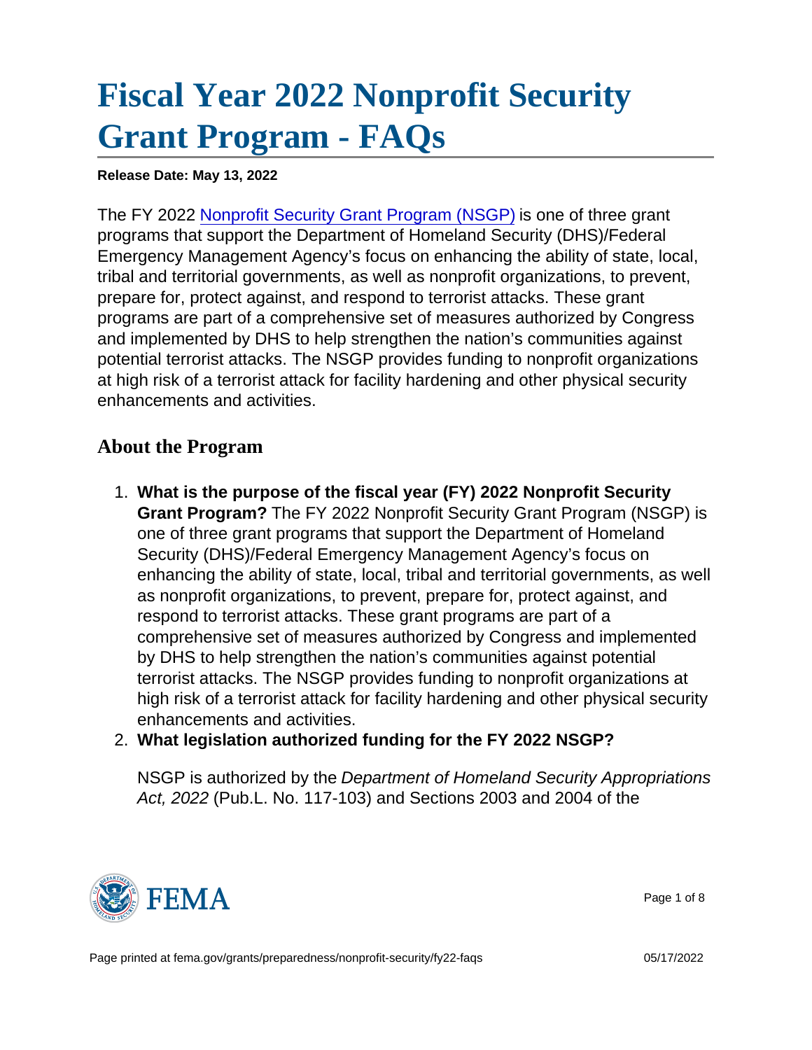# Fiscal Year 2022 Nonprofit Security Grant Program - FAQs

**Release Date: May 13, 2022**

The FY 2022 Nonprofit Security Grant Program (NSGP) is one of three grant programs that support the Department of Homeland Security (DHS)/Federal Emergency Management Agency's focus on enhancing the ability of state, local, tribal and territorial governments, as well as nonprofit organizations, to prevent, prepare for, protect against, and respond to terrorist attacks. These grant programs are part of a comprehensive set of measures authorized by Congress and implemented by DHS to help strengthen the nation's communities against potential terrorist attacks. The NSGP provides funding to nonprofit organizations at high risk of a terrorist attack for facility hardening and other physical security enhancements and activities.

## About the Program

1. **What is the purpose of the fiscal year (FY) 2022 Nonprofit Security Grant Program?** The FY 2022 Nonprofit Security Grant Program (NSGP) is one of three grant programs that support the Department of Homeland Security (DHS)/Federal Emergency Management Agency's focus on enhancing the ability of state, local, tribal and territorial governments, as well as nonprofit organizations, to prevent, prepare for, protect against, and respond to terrorist attacks. These grant programs are part of a comprehensive set of measures authorized by Congress and implemented by DHS to help strengthen the nation's communities against potential terrorist attacks. The NSGP provides funding to nonprofit organizations at high risk of a terrorist attack for facility hardening and other physical security enhancements and activities.
2. **What legislation authorized funding for the FY 2022 NSGP?**

   NSGP is authorized by the *Department of Homeland Security Appropriations Act, 2022* (Pub.L. No. 117-103) and Sections 2003 and 2004 of the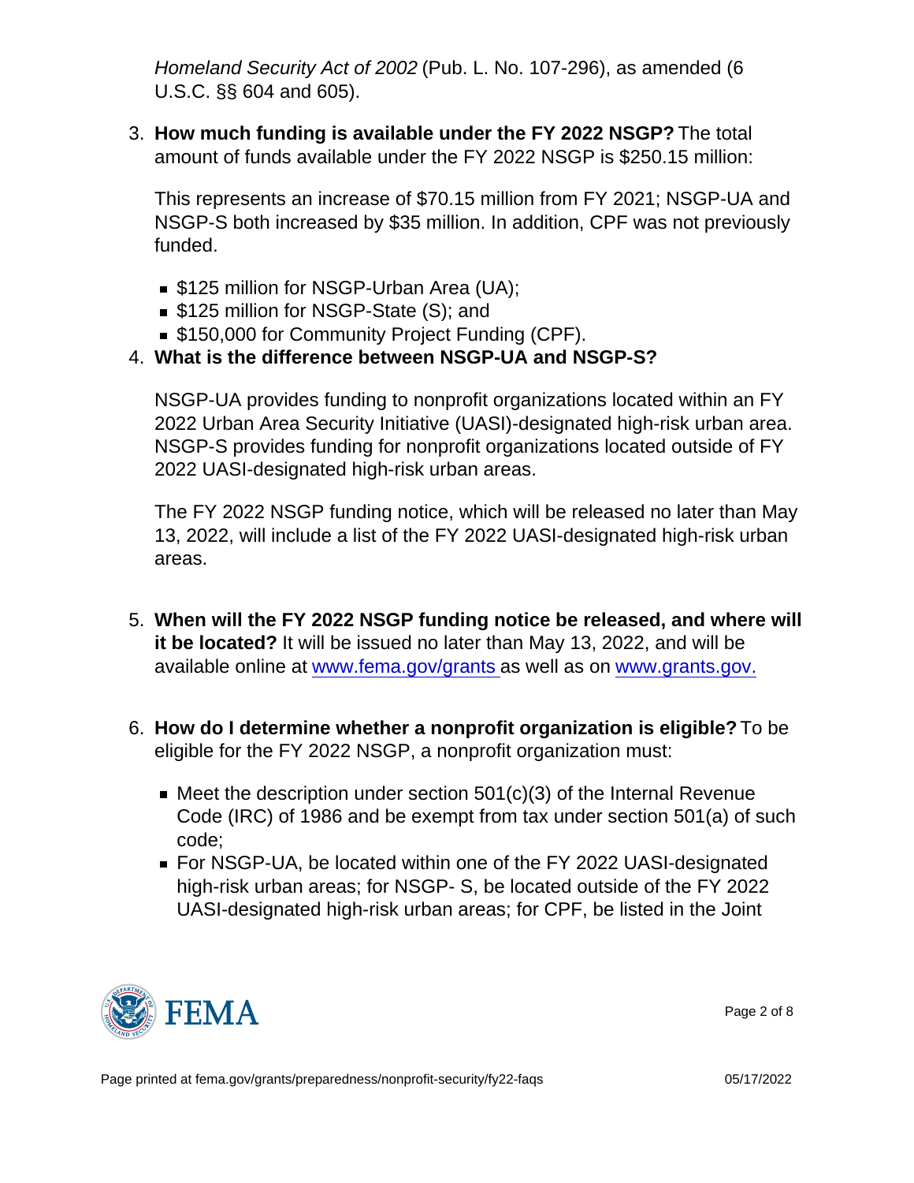*Homeland Security Act of 2002* (Pub. L. No. 107-296), as amended (6 U.S.C. §§ 604 and 605).

3. **How much funding is available under the FY 2022 NSGP?** The total amount of funds available under the FY 2022 NSGP is $250.15 million:

   This represents an increase of $70.15 million from FY 2021; NSGP-UA and NSGP-S both increased by $35 million. In addition, CPF was not previously funded.

   - $125 million for NSGP-Urban Area (UA);
   - $125 million for NSGP-State (S); and
   - $150,000 for Community Project Funding (CPF).

4. **What is the difference between NSGP-UA and NSGP-S?**

   NSGP-UA provides funding to nonprofit organizations located within an FY 2022 Urban Area Security Initiative (UASI)-designated high-risk urban area. NSGP-S provides funding for nonprofit organizations located outside of FY 2022 UASI-designated high-risk urban areas.

   The FY 2022 NSGP funding notice, which will be released no later than May 13, 2022, will include a list of the FY 2022 UASI-designated high-risk urban areas.

5. **When will the FY 2022 NSGP funding notice be released, and where will it be located?** It will be issued no later than May 13, 2022, and will be available online at [www.fema.gov/grants](www.fema.gov/grants) as well as on [www.grants.gov.](www.grants.gov)

6. **How do I determine whether a nonprofit organization is eligible?** To be eligible for the FY 2022 NSGP, a nonprofit organization must:

   - Meet the description under section 501(c)(3) of the Internal Revenue Code (IRC) of 1986 and be exempt from tax under section 501(a) of such code;
   - For NSGP-UA, be located within one of the FY 2022 UASI-designated high-risk urban areas; for NSGP- S, be located outside of the FY 2022 UASI-designated high-risk urban areas; for CPF, be listed in the Joint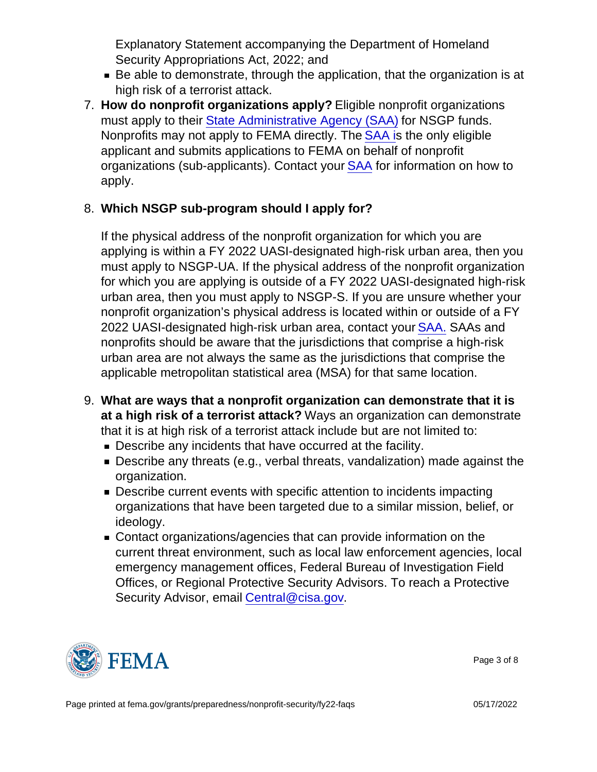Explanatory Statement accompanying the Department of Homeland Security Appropriations Act, 2022; and
   - Be able to demonstrate, through the application, that the organization is at high risk of a terrorist attack.
7. **How do nonprofit organizations apply?** Eligible nonprofit organizations must apply to their State Administrative Agency (SAA) for NSGP funds. Nonprofits may not apply to FEMA directly. The SAA is the only eligible applicant and submits applications to FEMA on behalf of nonprofit organizations (sub-applicants). Contact your SAA for information on how to apply.

8. **Which NSGP sub-program should I apply for?**

   If the physical address of the nonprofit organization for which you are applying is within a FY 2022 UASI-designated high-risk urban area, then you must apply to NSGP-UA. If the physical address of the nonprofit organization for which you are applying is outside of a FY 2022 UASI-designated high-risk urban area, then you must apply to NSGP-S. If you are unsure whether your nonprofit organization's physical address is located within or outside of a FY 2022 UASI-designated high-risk urban area, contact your SAA. SAAs and nonprofits should be aware that the jurisdictions that comprise a high-risk urban area are not always the same as the jurisdictions that comprise the applicable metropolitan statistical area (MSA) for that same location.

9. **What are ways that a nonprofit organization can demonstrate that it is at a high risk of a terrorist attack?** Ways an organization can demonstrate that it is at high risk of a terrorist attack include but are not limited to:
   - Describe any incidents that have occurred at the facility.
   - Describe any threats (e.g., verbal threats, vandalization) made against the organization.
   - Describe current events with specific attention to incidents impacting organizations that have been targeted due to a similar mission, belief, or ideology.
   - Contact organizations/agencies that can provide information on the current threat environment, such as local law enforcement agencies, local emergency management offices, Federal Bureau of Investigation Field Offices, or Regional Protective Security Advisors. To reach a Protective Security Advisor, email Central@cisa.gov.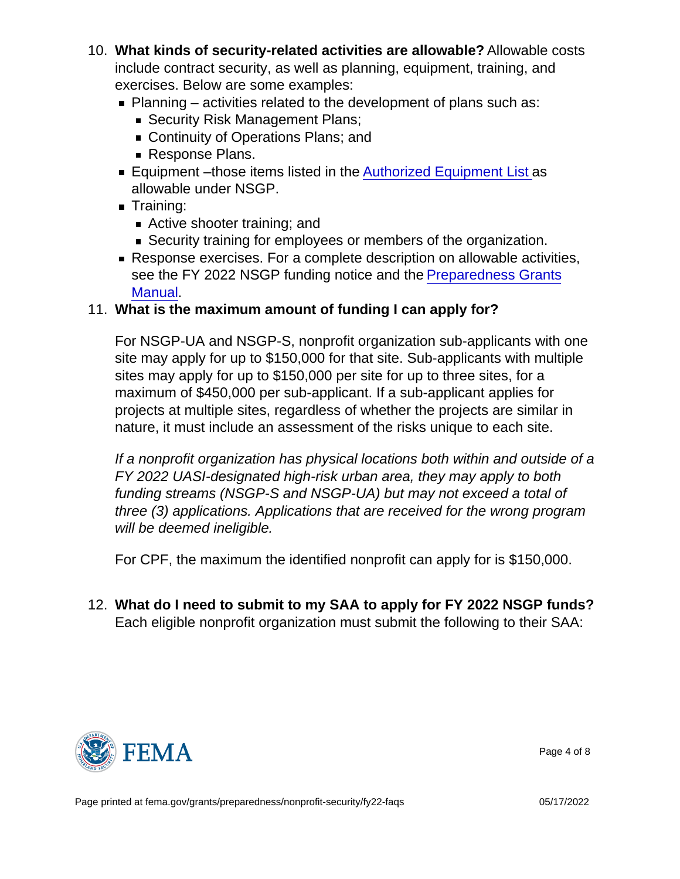10. **What kinds of security-related activities are allowable?** Allowable costs include contract security, as well as planning, equipment, training, and exercises. Below are some examples:
    - Planning – activities related to the development of plans such as:
        - Security Risk Management Plans;
        - Continuity of Operations Plans; and
        - Response Plans.
    - Equipment –those items listed in the Authorized Equipment List as allowable under NSGP.
    - Training:
        - Active shooter training; and
        - Security training for employees or members of the organization.
    - Response exercises. For a complete description on allowable activities, see the FY 2022 NSGP funding notice and the Preparedness Grants Manual.
11. **What is the maximum amount of funding I can apply for?**

    For NSGP-UA and NSGP-S, nonprofit organization sub-applicants with one site may apply for up to $150,000 for that site. Sub-applicants with multiple sites may apply for up to $150,000 per site for up to three sites, for a maximum of $450,000 per sub-applicant. If a sub-applicant applies for projects at multiple sites, regardless of whether the projects are similar in nature, it must include an assessment of the risks unique to each site.

    *If a nonprofit organization has physical locations both within and outside of a FY 2022 UASI-designated high-risk urban area, they may apply to both funding streams (NSGP-S and NSGP-UA) but may not exceed a total of three (3) applications. Applications that are received for the wrong program will be deemed ineligible.*

    For CPF, the maximum the identified nonprofit can apply for is $150,000.

12. **What do I need to submit to my SAA to apply for FY 2022 NSGP funds?** Each eligible nonprofit organization must submit the following to their SAA: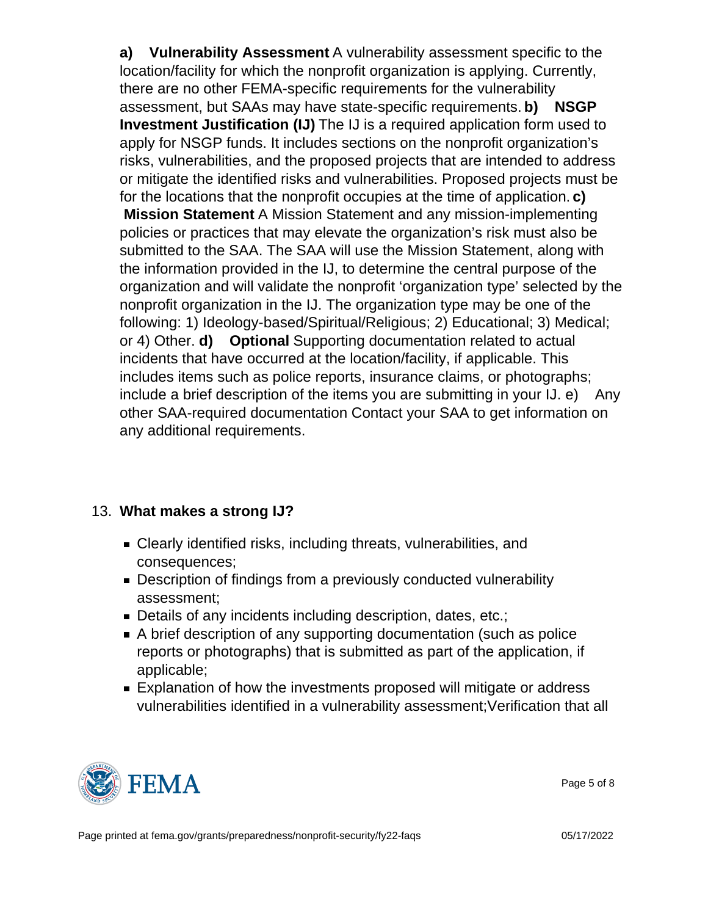**a) Vulnerability Assessment** A vulnerability assessment specific to the location/facility for which the nonprofit organization is applying. Currently, there are no other FEMA-specific requirements for the vulnerability assessment, but SAAs may have state-specific requirements. **b) NSGP Investment Justification (IJ)** The IJ is a required application form used to apply for NSGP funds. It includes sections on the nonprofit organization's risks, vulnerabilities, and the proposed projects that are intended to address or mitigate the identified risks and vulnerabilities. Proposed projects must be for the locations that the nonprofit occupies at the time of application. **c) Mission Statement** A Mission Statement and any mission-implementing policies or practices that may elevate the organization's risk must also be submitted to the SAA. The SAA will use the Mission Statement, along with the information provided in the IJ, to determine the central purpose of the organization and will validate the nonprofit 'organization type' selected by the nonprofit organization in the IJ. The organization type may be one of the following: 1) Ideology-based/Spiritual/Religious; 2) Educational; 3) Medical; or 4) Other. **d) Optional** Supporting documentation related to actual incidents that have occurred at the location/facility, if applicable. This includes items such as police reports, insurance claims, or photographs; include a brief description of the items you are submitting in your IJ. e) Any other SAA-required documentation Contact your SAA to get information on any additional requirements.

13. **What makes a strong IJ?**

- Clearly identified risks, including threats, vulnerabilities, and consequences;
- Description of findings from a previously conducted vulnerability assessment;
- Details of any incidents including description, dates, etc.;
- A brief description of any supporting documentation (such as police reports or photographs) that is submitted as part of the application, if applicable;
- Explanation of how the investments proposed will mitigate or address vulnerabilities identified in a vulnerability assessment;Verification that all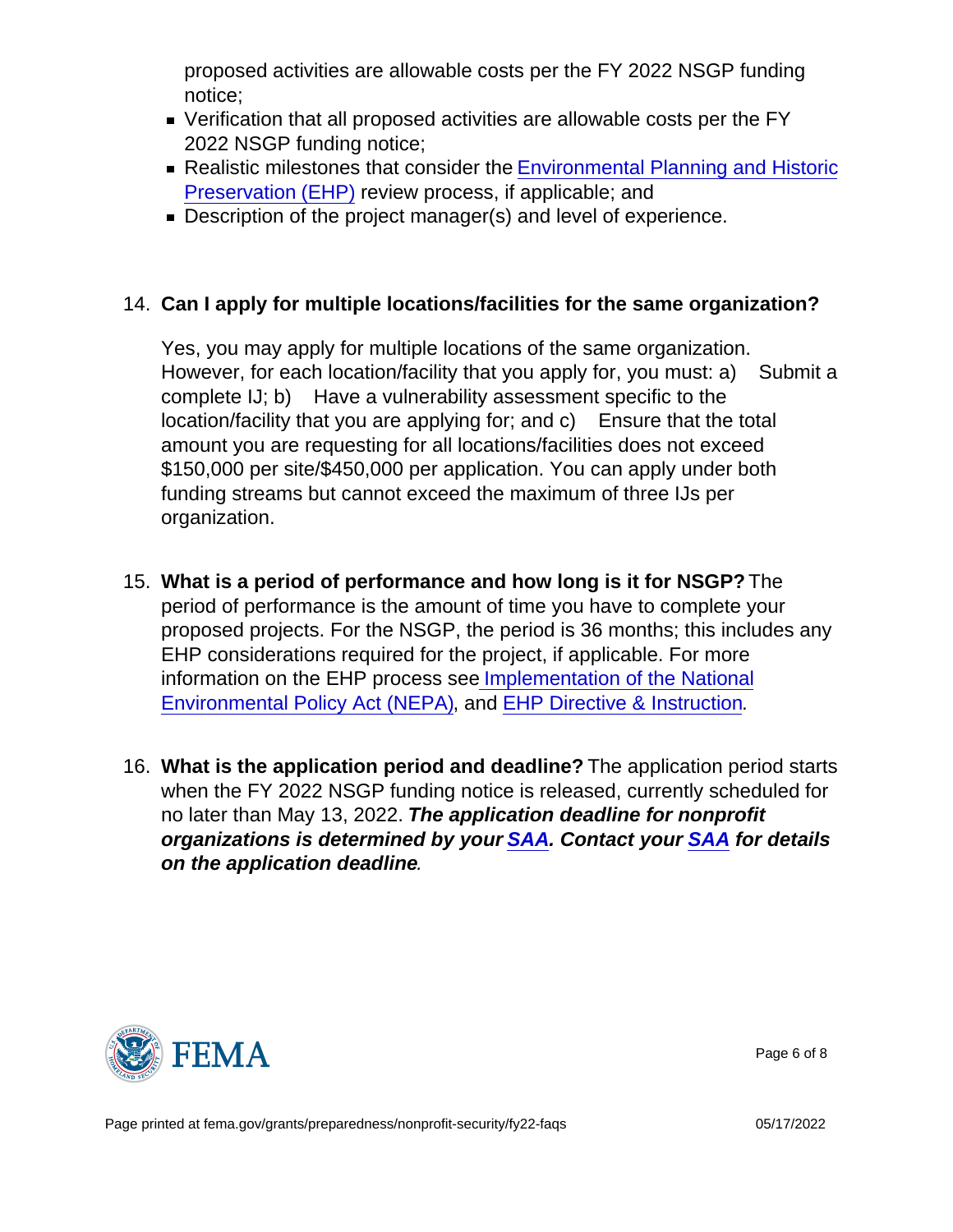proposed activities are allowable costs per the FY 2022 NSGP funding notice;

- Verification that all proposed activities are allowable costs per the FY 2022 NSGP funding notice;
- Realistic milestones that consider the Environmental Planning and Historic Preservation (EHP) review process, if applicable; and
- Description of the project manager(s) and level of experience.

14. **Can I apply for multiple locations/facilities for the same organization?**

    Yes, you may apply for multiple locations of the same organization. However, for each location/facility that you apply for, you must: a) Submit a complete IJ; b) Have a vulnerability assessment specific to the location/facility that you are applying for; and c) Ensure that the total amount you are requesting for all locations/facilities does not exceed $150,000 per site/$450,000 per application. You can apply under both funding streams but cannot exceed the maximum of three IJs per organization.

15. **What is a period of performance and how long is it for NSGP?** The period of performance is the amount of time you have to complete your proposed projects. For the NSGP, the period is 36 months; this includes any EHP considerations required for the project, if applicable. For more information on the EHP process see Implementation of the National Environmental Policy Act (NEPA), and EHP Directive & Instruction.

16. **What is the application period and deadline?** The application period starts when the FY 2022 NSGP funding notice is released, currently scheduled for no later than May 13, 2022. ***The application deadline for nonprofit organizations is determined by your SAA. Contact your SAA for details on the application deadline***.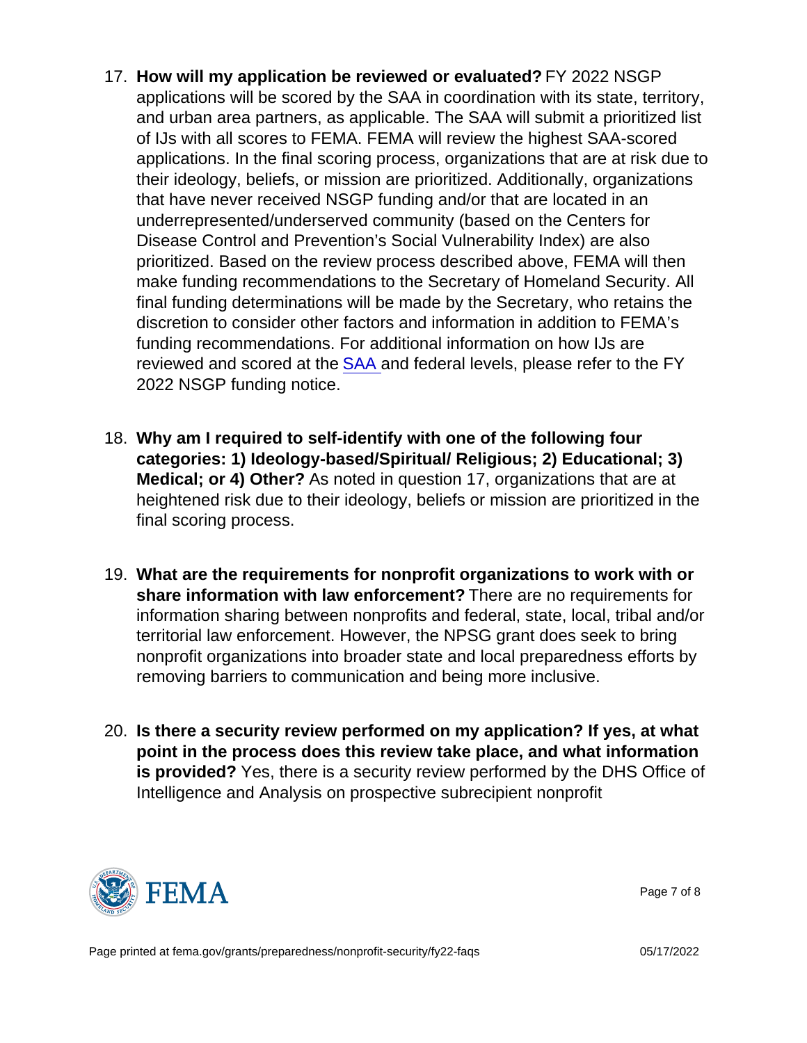17. **How will my application be reviewed or evaluated?** FY 2022 NSGP applications will be scored by the SAA in coordination with its state, territory, and urban area partners, as applicable. The SAA will submit a prioritized list of IJs with all scores to FEMA. FEMA will review the highest SAA-scored applications. In the final scoring process, organizations that are at risk due to their ideology, beliefs, or mission are prioritized. Additionally, organizations that have never received NSGP funding and/or that are located in an underrepresented/underserved community (based on the Centers for Disease Control and Prevention's Social Vulnerability Index) are also prioritized. Based on the review process described above, FEMA will then make funding recommendations to the Secretary of Homeland Security. All final funding determinations will be made by the Secretary, who retains the discretion to consider other factors and information in addition to FEMA's funding recommendations. For additional information on how IJs are reviewed and scored at the SAA and federal levels, please refer to the FY 2022 NSGP funding notice.

18. **Why am I required to self-identify with one of the following four categories: 1) Ideology-based/Spiritual/ Religious; 2) Educational; 3) Medical; or 4) Other?** As noted in question 17, organizations that are at heightened risk due to their ideology, beliefs or mission are prioritized in the final scoring process.

19. **What are the requirements for nonprofit organizations to work with or share information with law enforcement?** There are no requirements for information sharing between nonprofits and federal, state, local, tribal and/or territorial law enforcement. However, the NPSG grant does seek to bring nonprofit organizations into broader state and local preparedness efforts by removing barriers to communication and being more inclusive.

20. **Is there a security review performed on my application? If yes, at what point in the process does this review take place, and what information is provided?** Yes, there is a security review performed by the DHS Office of Intelligence and Analysis on prospective subrecipient nonprofit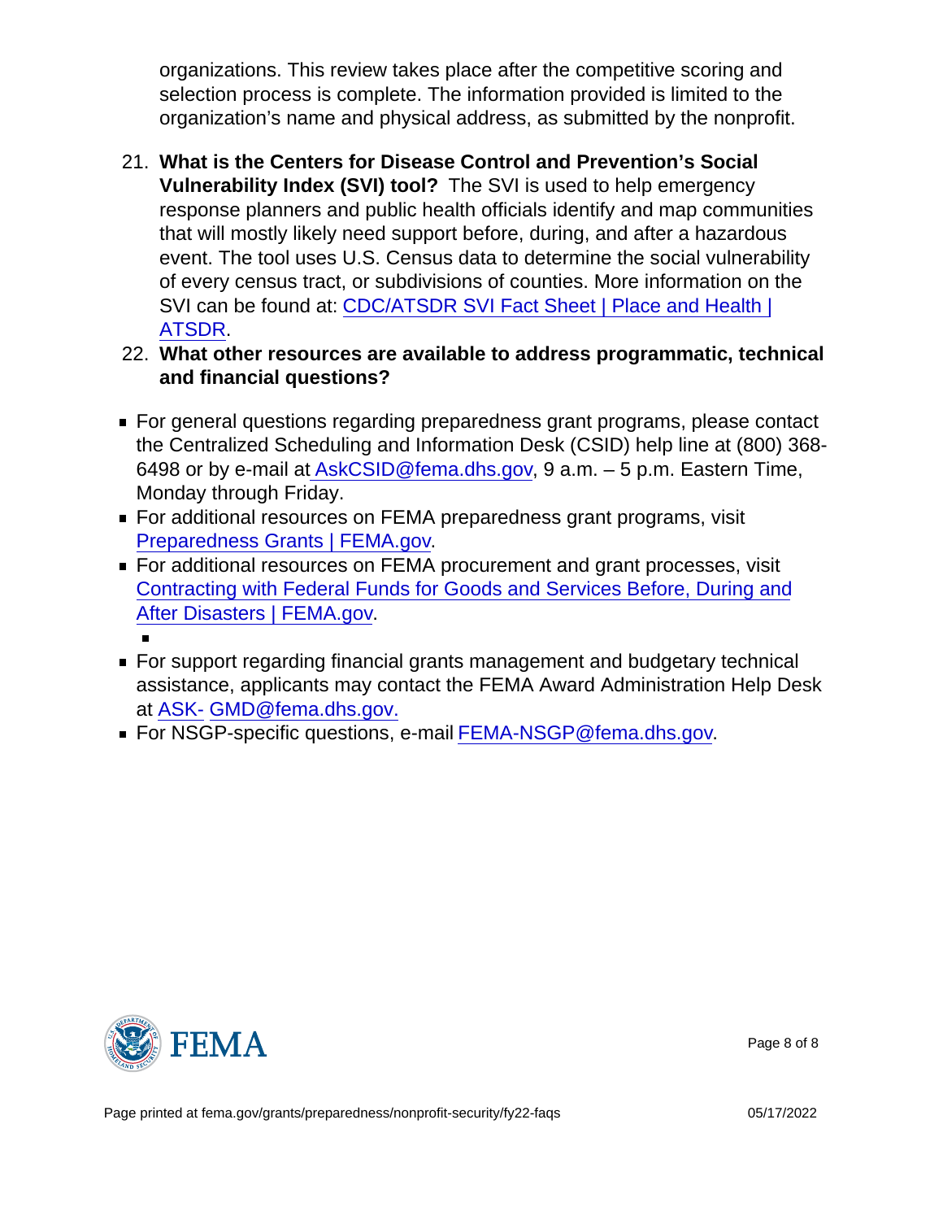organizations. This review takes place after the competitive scoring and selection process is complete. The information provided is limited to the organization's name and physical address, as submitted by the nonprofit.

21. **What is the Centers for Disease Control and Prevention's Social Vulnerability Index (SVI) tool?** The SVI is used to help emergency response planners and public health officials identify and map communities that will mostly likely need support before, during, and after a hazardous event. The tool uses U.S. Census data to determine the social vulnerability of every census tract, or subdivisions of counties. More information on the SVI can be found at: [CDC/ATSDR SVI Fact Sheet | Place and Health | ATSDR](#).
22. **What other resources are available to address programmatic, technical and financial questions?**

- For general questions regarding preparedness grant programs, please contact the Centralized Scheduling and Information Desk (CSID) help line at (800) 368-6498 or by e-mail at AskCSID@fema.dhs.gov, 9 a.m. – 5 p.m. Eastern Time, Monday through Friday.
- For additional resources on FEMA preparedness grant programs, visit [Preparedness Grants | FEMA.gov](#).
- For additional resources on FEMA procurement and grant processes, visit [Contracting with Federal Funds for Goods and Services Before, During and After Disasters | FEMA.gov](#).
- 
- For support regarding financial grants management and budgetary technical assistance, applicants may contact the FEMA Award Administration Help Desk at ASK-GMD@fema.dhs.gov.
- For NSGP-specific questions, e-mail FEMA-NSGP@fema.dhs.gov.